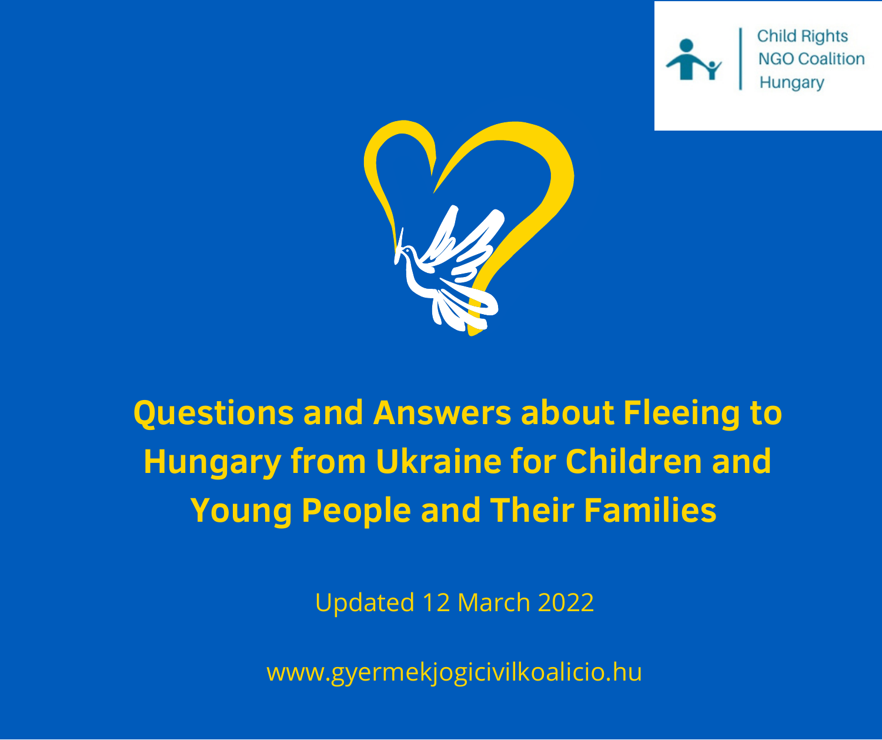Child Rights NGO Coalition Hungary

# Questions and Answers about Fleeing to Hungary from Ukraine for Children and Young People and Their Families

Updated 12 March 2022

www.gyermekjogicivilkoalicio.hu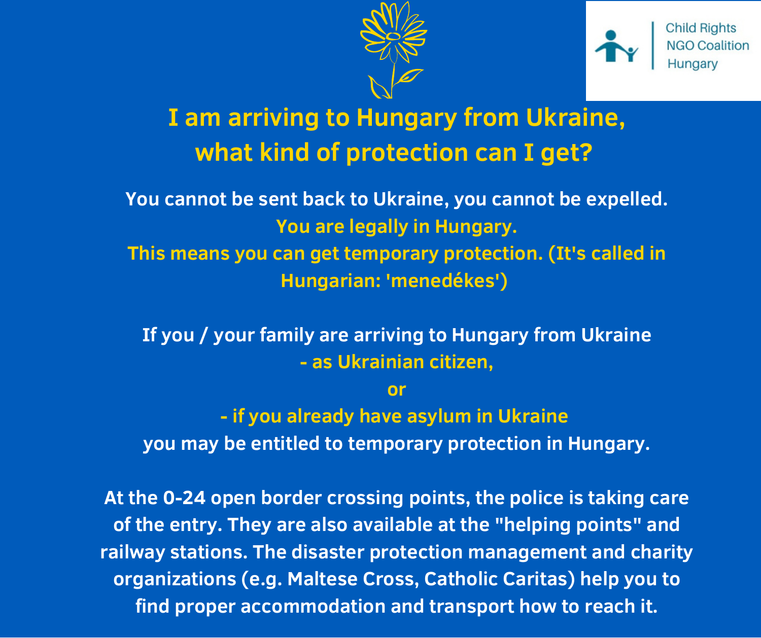Child Rights NGO Coalition Hungary

# I am arriving to Hungary from Ukraine, what kind of protection can I get?

**You cannot be sent back to Ukraine, you cannot be expelled.**

**You are legally in Hungary.**

**This means you can get temporary protection. (It's called in Hungarian: 'menedékes')**

**If you / your family are arriving to Hungary from Ukraine**

**- as Ukrainian citizen,**

**or**

**- if you already have asylum in Ukraine**

**you may be entitled to temporary protection in Hungary.**

**At the 0-24 open border crossing points, the police is taking care of the entry. They are also available at the "helping points" and railway stations. The disaster protection management and charity organizations (e.g. Maltese Cross, Catholic Caritas) help you to find proper accommodation and transport how to reach it.**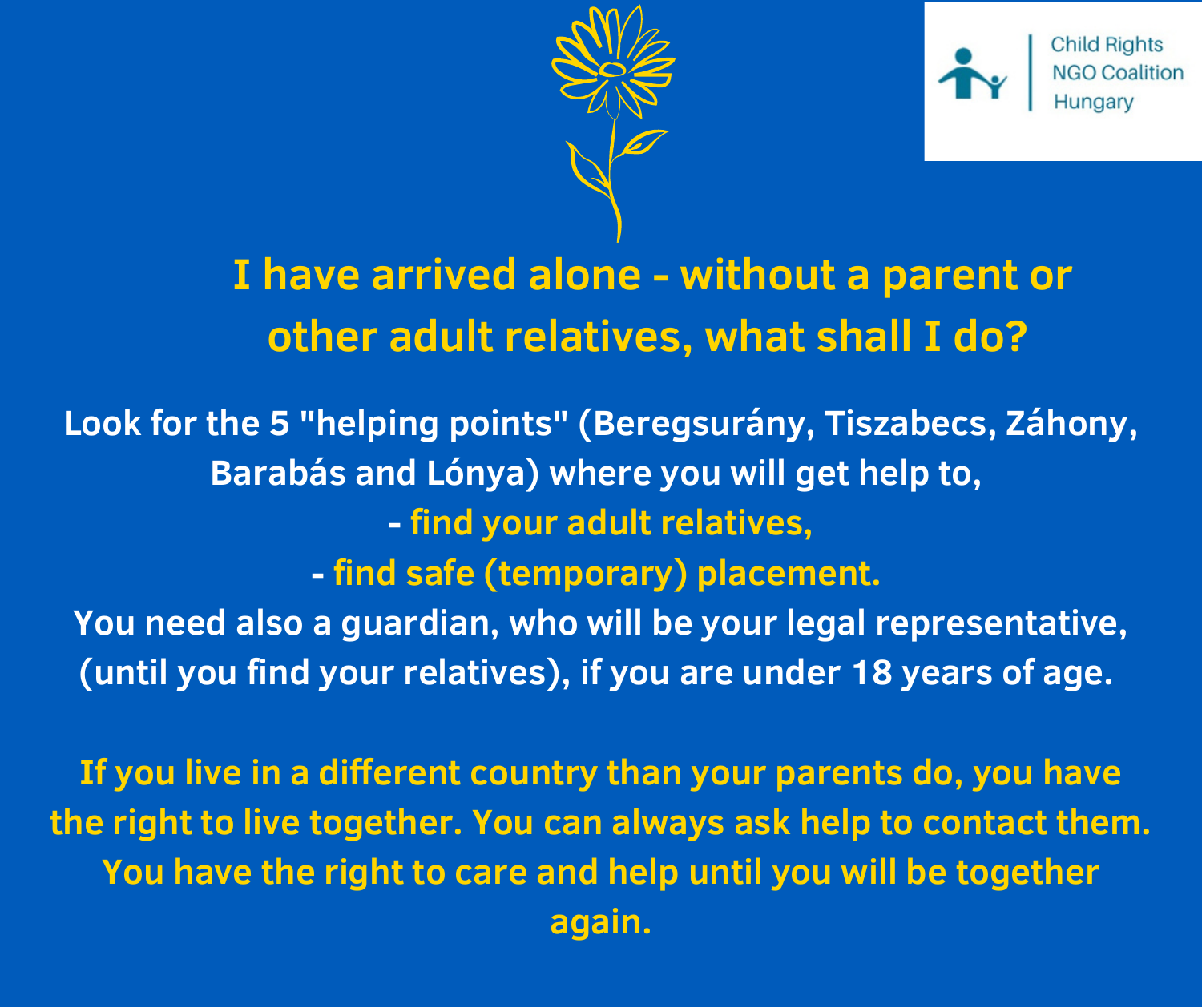Child Rights NGO Coalition Hungary

# I have arrived alone - without a parent or other adult relatives, what shall I do?

**Look for the 5 "helping points" (Beregsurány, Tiszabecs, Záhony, Barabás and Lónya) where you will get help to,**

- **find your adult relatives,**
- **find safe (temporary) placement.**

**You need also a guardian, who will be your legal representative, (until you find your relatives), if you are under 18 years of age.**

**If you live in a different country than your parents do, you have the right to live together. You can always ask help to contact them. You have the right to care and help until you will be together again.**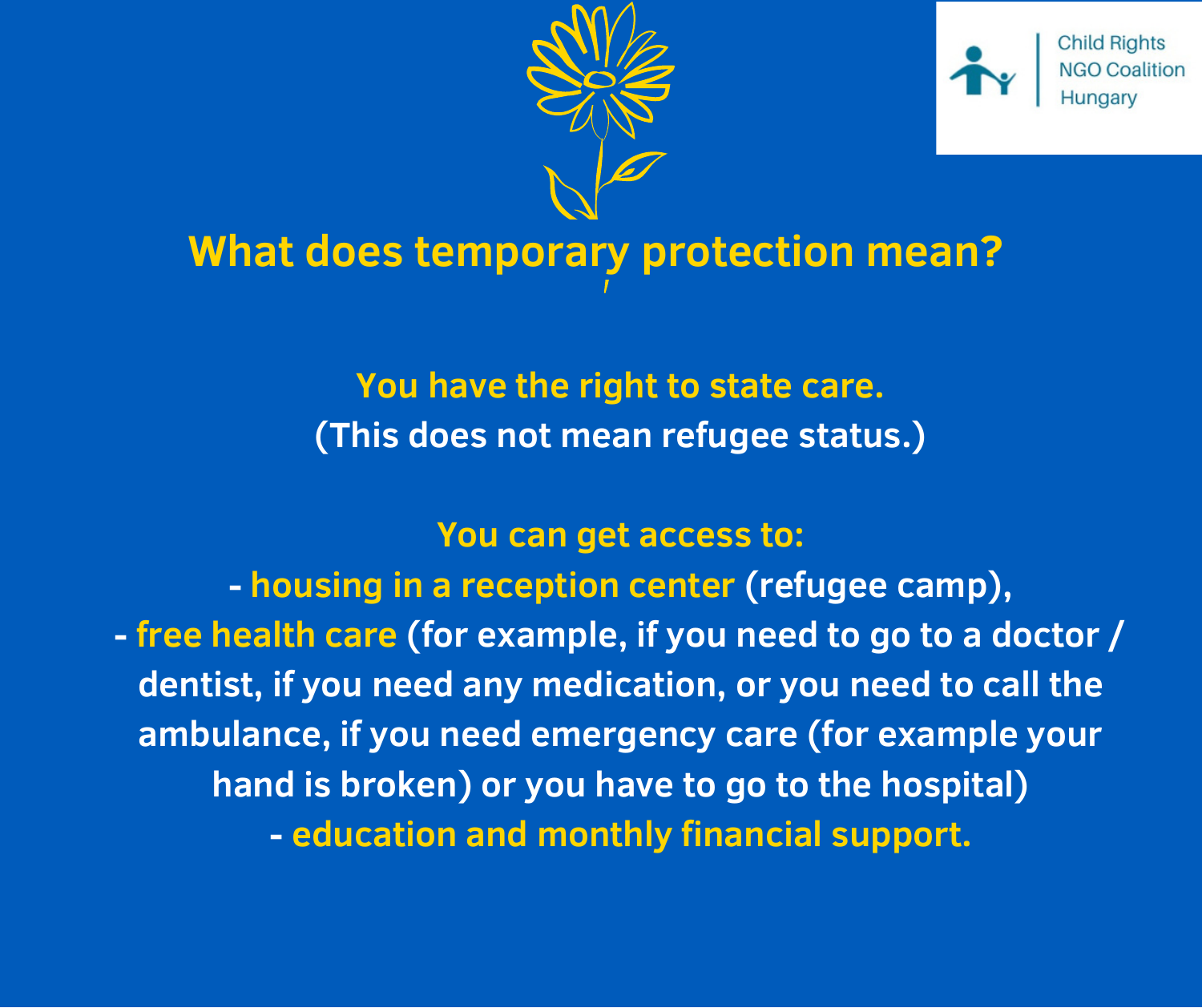Child Rights NGO Coalition Hungary

# What does temporary protection mean?

**You have the right to state care.**
**(This does not mean refugee status.)**

**You can get access to:**

- **housing in a reception center (refugee camp),**
- **free health care (for example, if you need to go to a doctor / dentist, if you need any medication, or you need to call the ambulance, if you need emergency care (for example your hand is broken) or you have to go to the hospital)**
- **education and monthly financial support.**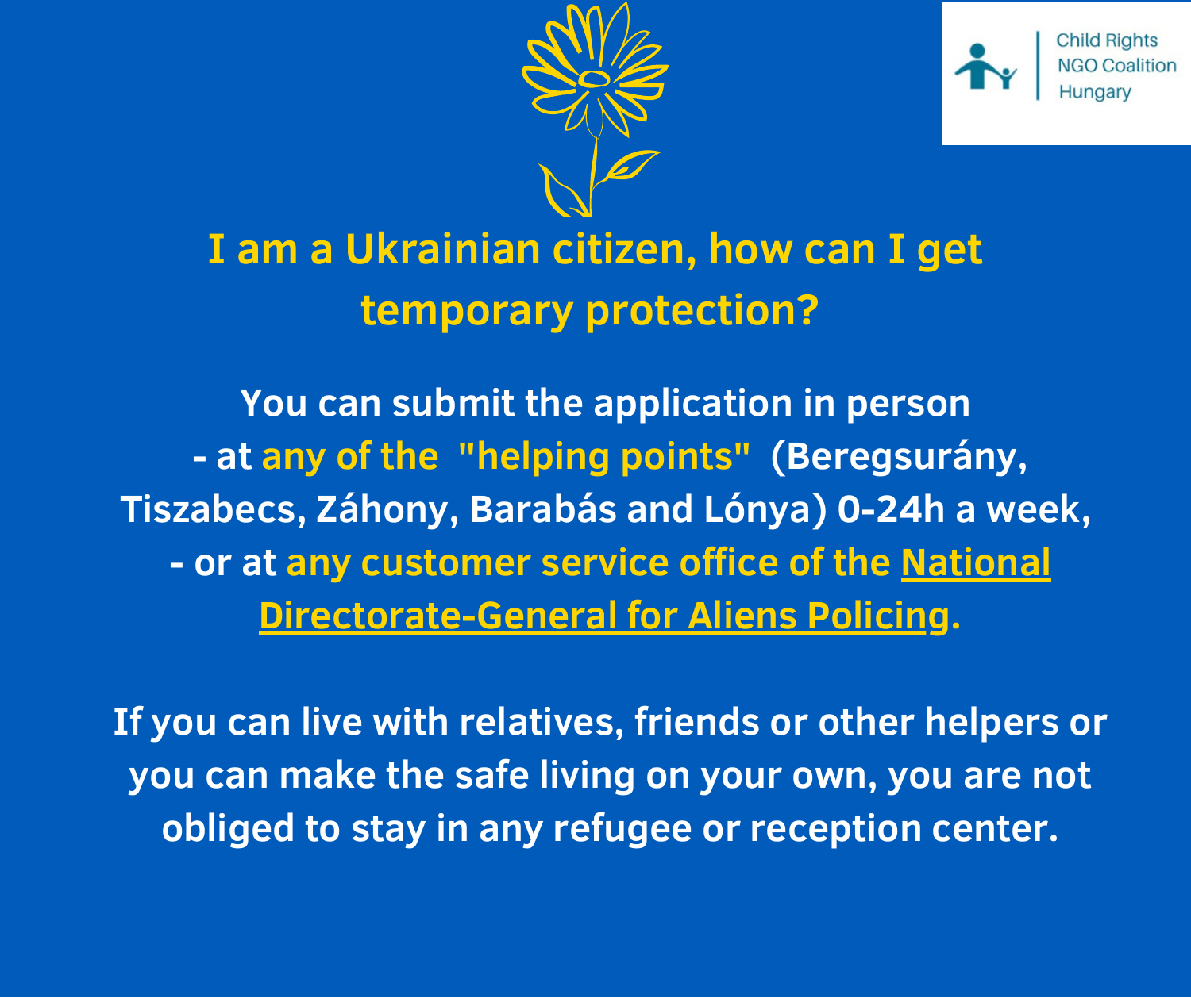Child Rights NGO Coalition Hungary

# I am a Ukrainian citizen, how can I get temporary protection?

**You can submit the application in person**

**- at any of the "helping points" (Beregsurány, Tiszabecs, Záhony, Barabás and Lónya) 0-24h a week,**

**- or at any customer service office of the National Directorate-General for Aliens Policing.**

**If you can live with relatives, friends or other helpers or you can make the safe living on your own, you are not obliged to stay in any refugee or reception center.**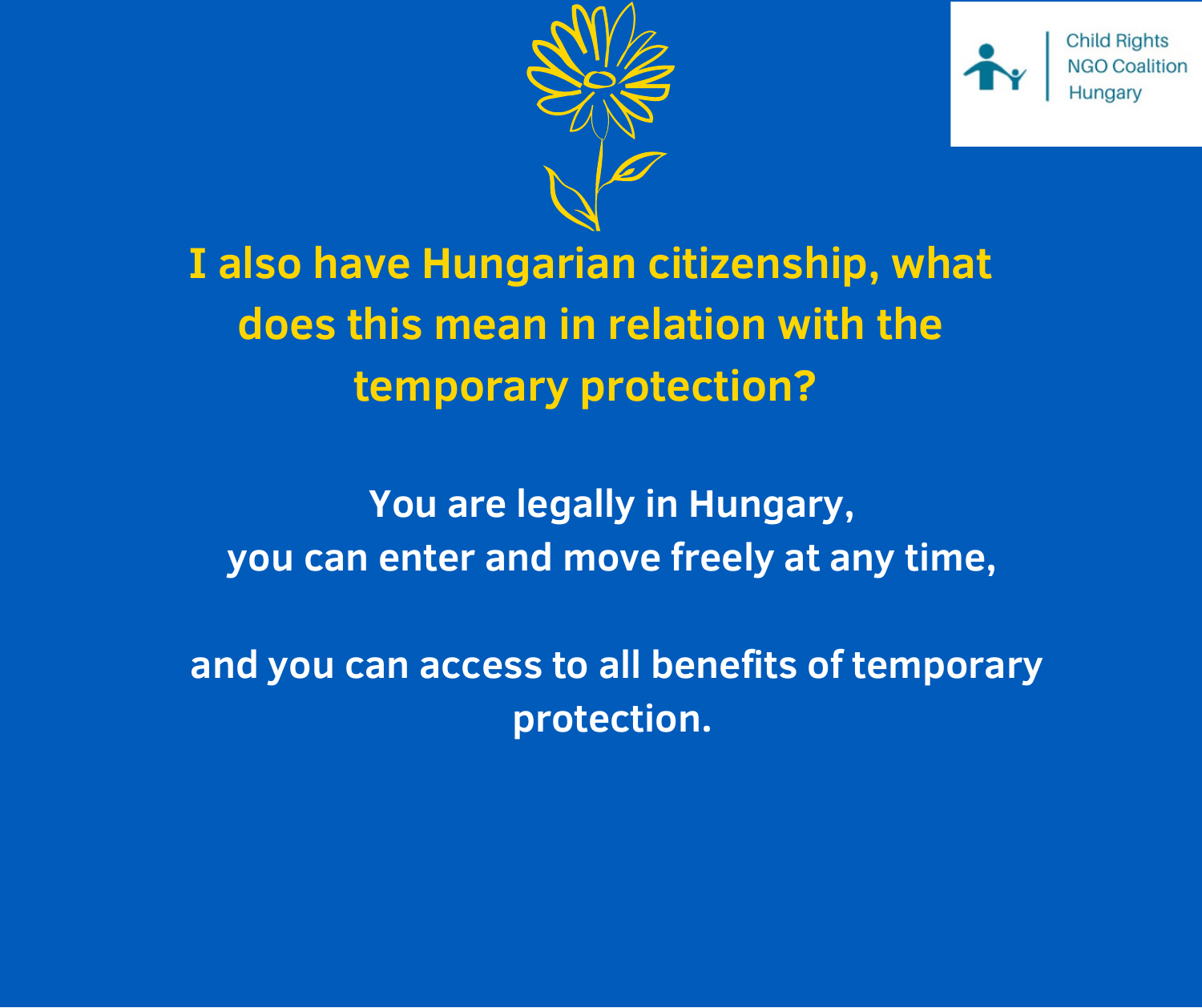Child Rights NGO Coalition Hungary

## I also have Hungarian citizenship, what does this mean in relation with the temporary protection?

You are legally in Hungary,
you can enter and move freely at any time,

and you can access to all benefits of temporary protection.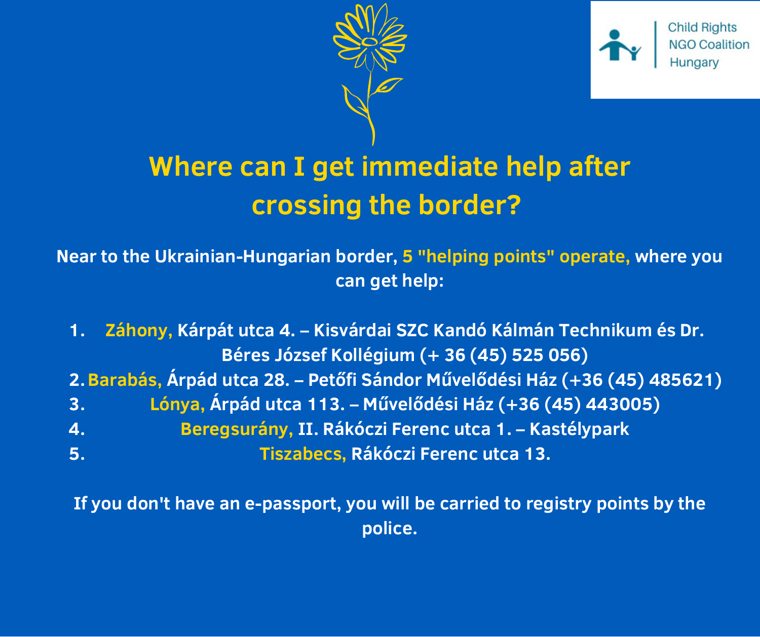Child Rights NGO Coalition Hungary

# Where can I get immediate help after crossing the border?

Near to the Ukrainian-Hungarian border, 5 "helping points" operate, where you can get help:

1. **Záhony,** Kárpát utca 4. – Kisvárdai SZC Kandó Kálmán Technikum és Dr. Béres József Kollégium (+ 36 (45) 525 056)
2. **Barabás,** Árpád utca 28. – Petőfi Sándor Művelődési Ház (+36 (45) 485621)
3. **Lónya,** Árpád utca 113. – Művelődési Ház (+36 (45) 443005)
4. **Beregsurány,** II. Rákóczi Ferenc utca 1. – Kastélypark
5. **Tiszabecs,** Rákóczi Ferenc utca 13.

If you don't have an e-passport, you will be carried to registry points by the police.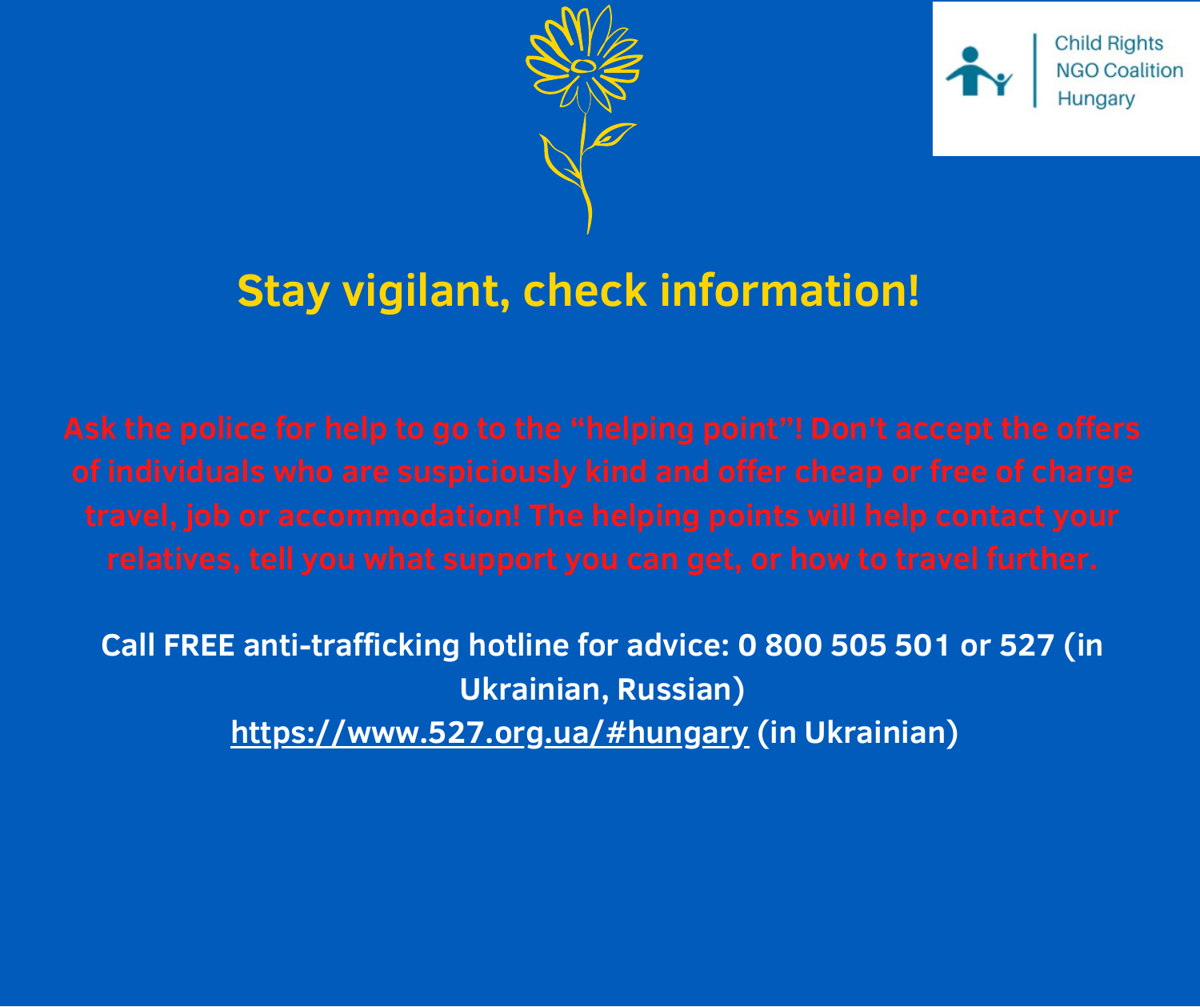Child Rights NGO Coalition Hungary

# Stay vigilant, check information!

**Ask the police for help to go to the "helping point"! Don't accept the offers of individuals who are suspiciously kind and offer cheap or free of charge travel, job or accommodation! The helping points will help contact your relatives, tell you what support you can get, or how to travel further.**

**Call FREE anti-trafficking hotline for advice: 0 800 505 501 or 527 (in Ukrainian, Russian)**
**https://www.527.org.ua/#hungary (in Ukrainian)**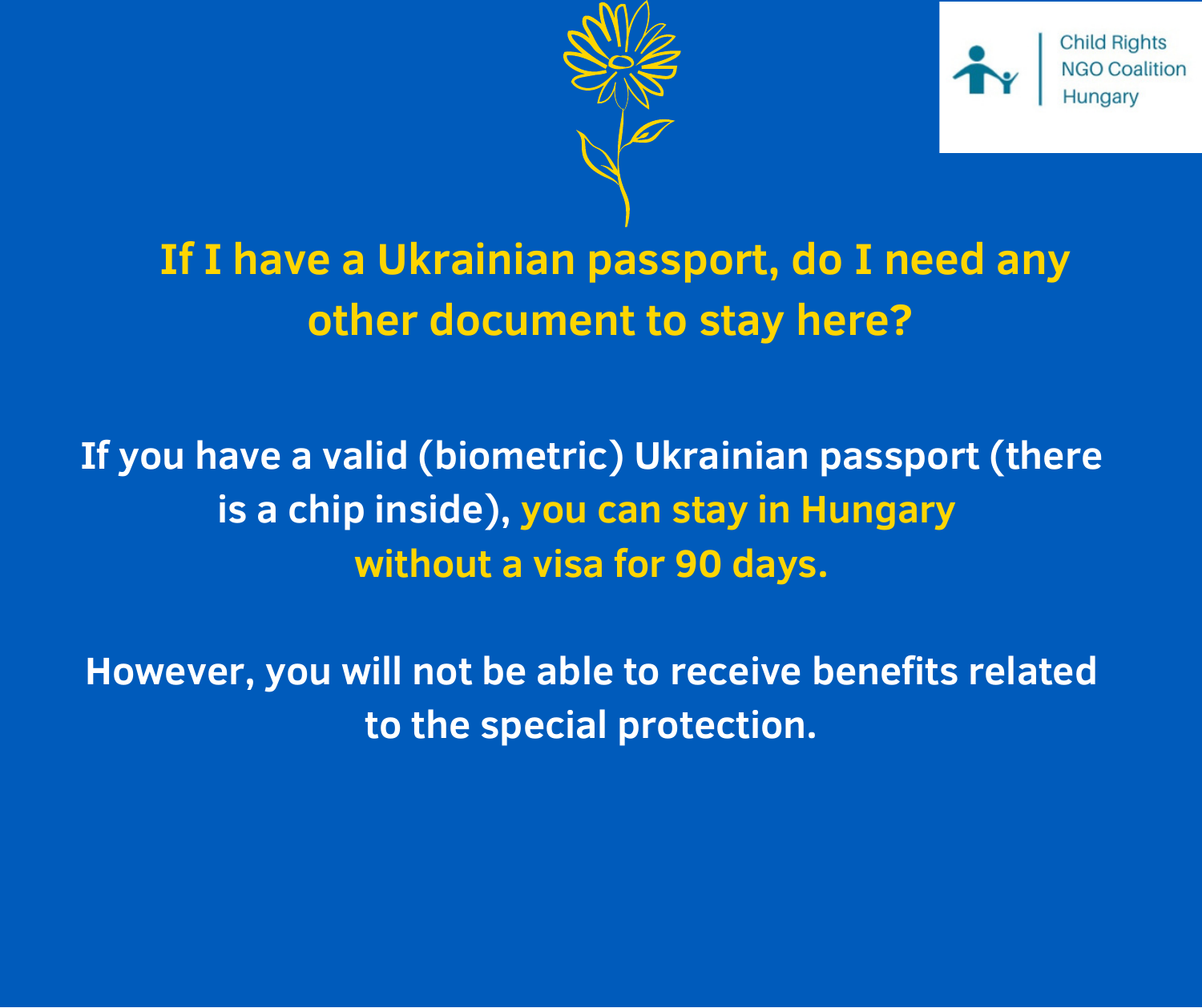Child Rights NGO Coalition Hungary

# If I have a Ukrainian passport, do I need any other document to stay here?

If you have a valid (biometric) Ukrainian passport (there is a chip inside), **you can stay in Hungary without a visa for 90 days.**

However, you will not be able to receive benefits related to the special protection.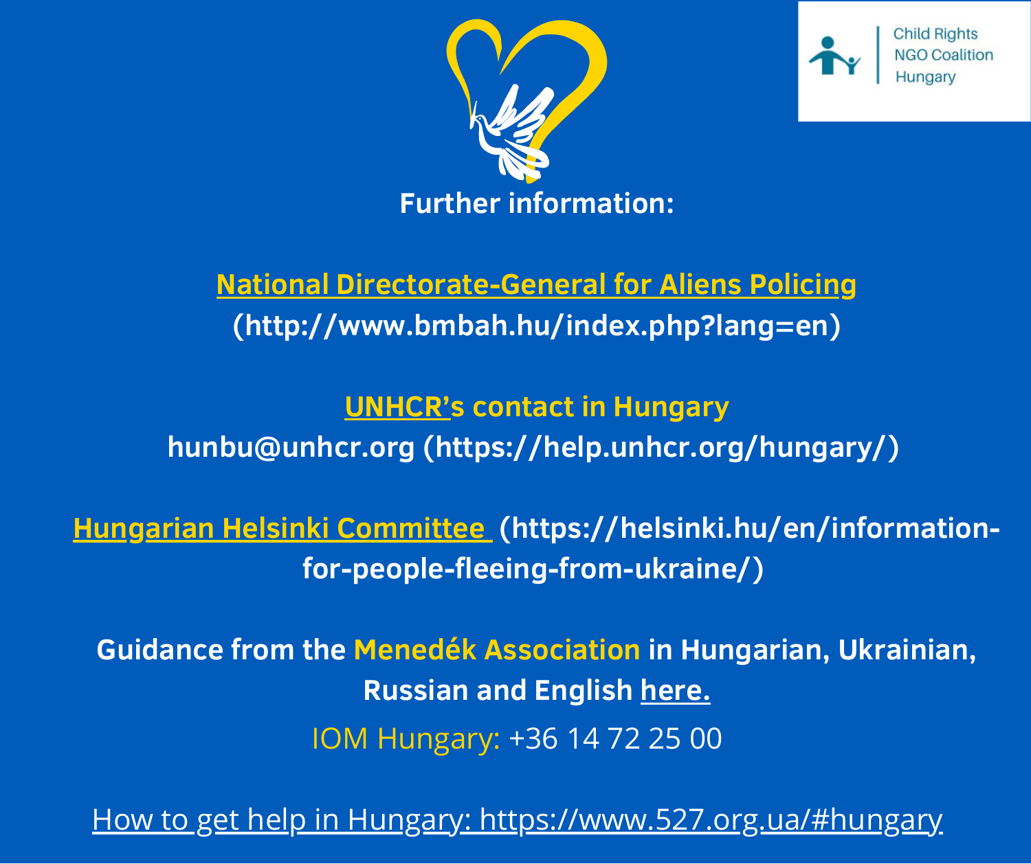Child Rights NGO Coalition Hungary

**Further information:**

**National Directorate-General for Aliens Policing**
**(http://www.bmbah.hu/index.php?lang=en)**

**UNHCR's contact in Hungary**
**hunbu@unhcr.org (https://help.unhcr.org/hungary/)**

**Hungarian Helsinki Committee (https://helsinki.hu/en/information-for-people-fleeing-from-ukraine/)**

**Guidance from the Menedék Association in Hungarian, Ukrainian, Russian and English here.**

IOM Hungary: +36 14 72 25 00

How to get help in Hungary: https://www.527.org.ua/#hungary